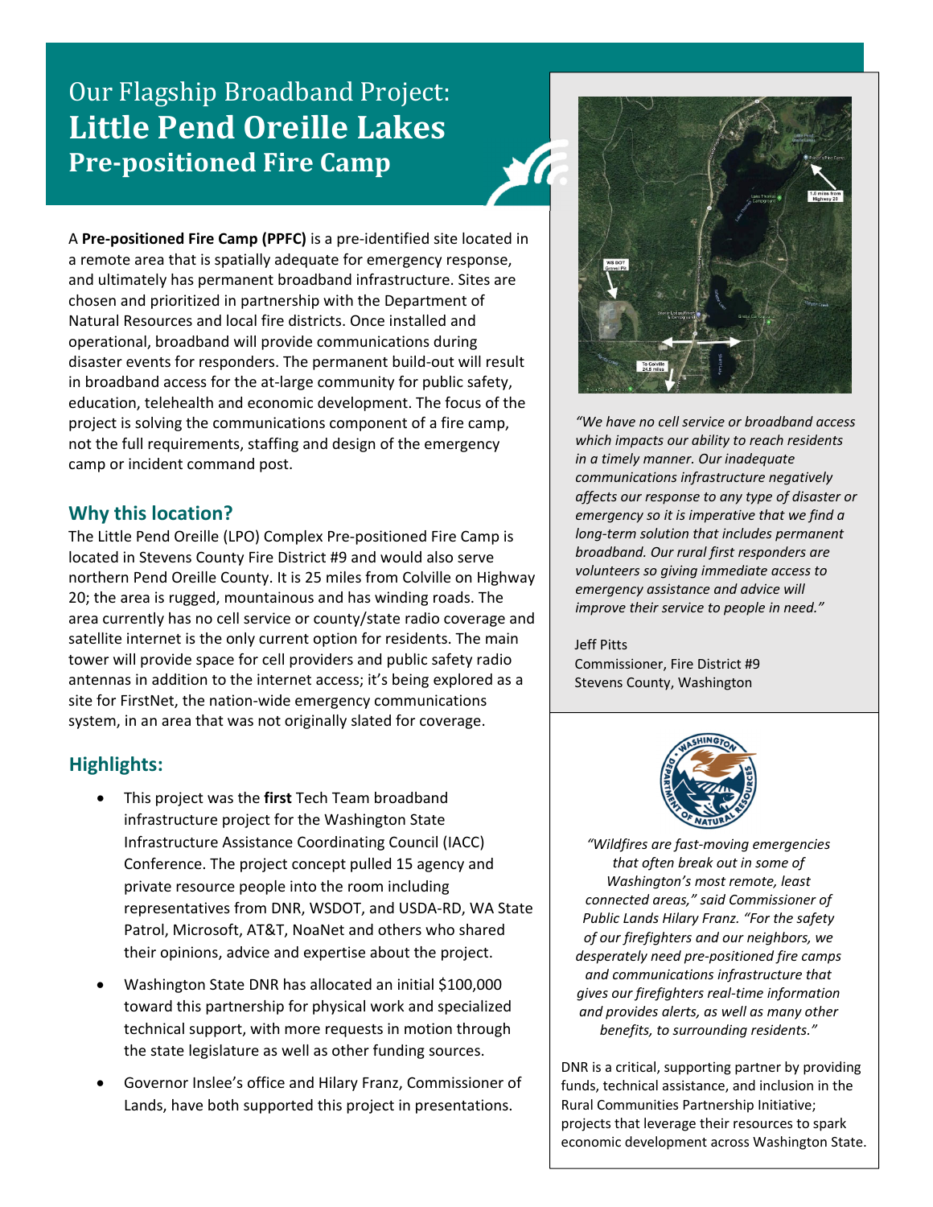# Our Flagship Broadband Project: **Little Pend Oreille Lakes** **Pre-positioned Fire Camp**

A **Pre-positioned Fire Camp (PPFC)** is a pre-identified site located in a remote area that is spatially adequate for emergency response, and ultimately has permanent broadband infrastructure. Sites are chosen and prioritized in partnership with the Department of Natural Resources and local fire districts. Once installed and operational, broadband will provide communications during disaster events for responders. The permanent build-out will result in broadband access for the at-large community for public safety, education, telehealth and economic development. The focus of the project is solving the communications component of a fire camp, not the full requirements, staffing and design of the emergency camp or incident command post.

## Why this location?

The Little Pend Oreille (LPO) Complex Pre-positioned Fire Camp is located in Stevens County Fire District #9 and would also serve northern Pend Oreille County. It is 25 miles from Colville on Highway 20; the area is rugged, mountainous and has winding roads. The area currently has no cell service or county/state radio coverage and satellite internet is the only current option for residents. The main tower will provide space for cell providers and public safety radio antennas in addition to the internet access; it's being explored as a site for FirstNet, the nation-wide emergency communications system, in an area that was not originally slated for coverage.

## Highlights:

- This project was the **first** Tech Team broadband infrastructure project for the Washington State Infrastructure Assistance Coordinating Council (IACC) Conference. The project concept pulled 15 agency and private resource people into the room including representatives from DNR, WSDOT, and USDA-RD, WA State Patrol, Microsoft, AT&T, NoaNet and others who shared their opinions, advice and expertise about the project.
- Washington State DNR has allocated an initial $100,000 toward this partnership for physical work and specialized technical support, with more requests in motion through the state legislature as well as other funding sources.
- Governor Inslee's office and Hilary Franz, Commissioner of Lands, have both supported this project in presentations.

*"We have no cell service or broadband access which impacts our ability to reach residents in a timely manner. Our inadequate communications infrastructure negatively affects our response to any type of disaster or emergency so it is imperative that we find a long-term solution that includes permanent broadband. Our rural first responders are volunteers so giving immediate access to emergency assistance and advice will improve their service to people in need."*

Jeff Pitts
Commissioner, Fire District #9
Stevens County, Washington

*"Wildfires are fast-moving emergencies that often break out in some of Washington's most remote, least connected areas," said Commissioner of Public Lands Hilary Franz. "For the safety of our firefighters and our neighbors, we desperately need pre-positioned fire camps and communications infrastructure that gives our firefighters real-time information and provides alerts, as well as many other benefits, to surrounding residents."*

DNR is a critical, supporting partner by providing funds, technical assistance, and inclusion in the Rural Communities Partnership Initiative; projects that leverage their resources to spark economic development across Washington State.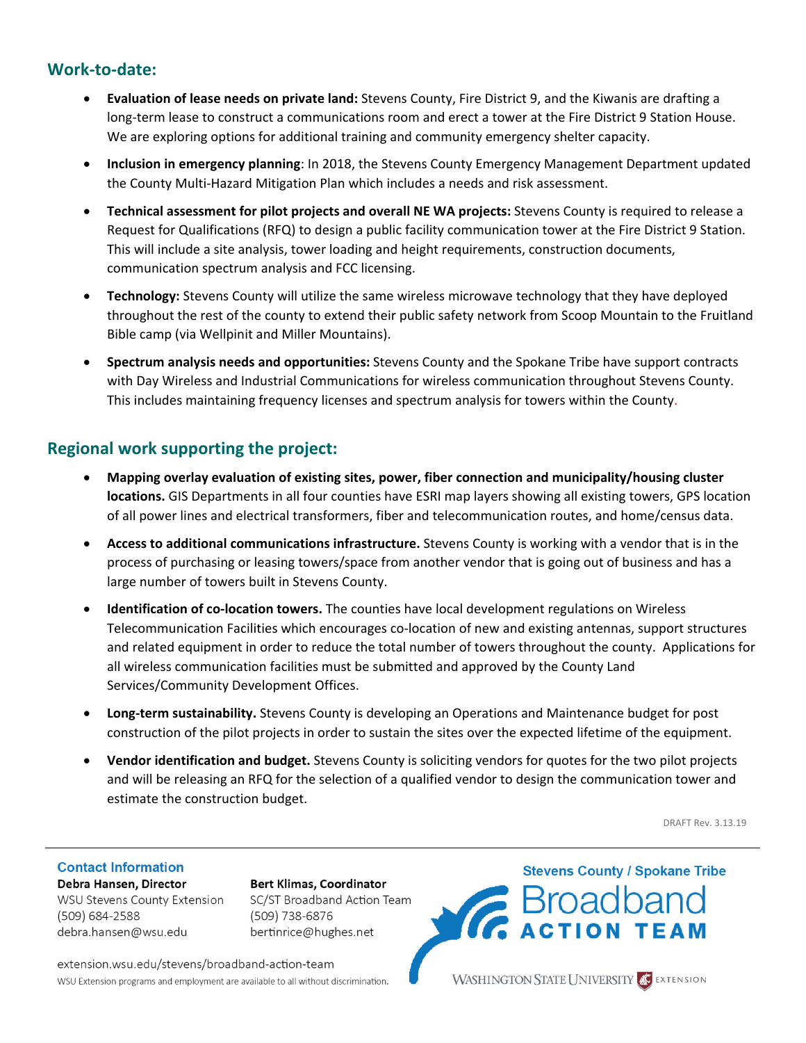## Work-to-date:

- **Evaluation of lease needs on private land:** Stevens County, Fire District 9, and the Kiwanis are drafting a long-term lease to construct a communications room and erect a tower at the Fire District 9 Station House. We are exploring options for additional training and community emergency shelter capacity.
- **Inclusion in emergency planning**: In 2018, the Stevens County Emergency Management Department updated the County Multi-Hazard Mitigation Plan which includes a needs and risk assessment.
- **Technical assessment for pilot projects and overall NE WA projects:** Stevens County is required to release a Request for Qualifications (RFQ) to design a public facility communication tower at the Fire District 9 Station. This will include a site analysis, tower loading and height requirements, construction documents, communication spectrum analysis and FCC licensing.
- **Technology:** Stevens County will utilize the same wireless microwave technology that they have deployed throughout the rest of the county to extend their public safety network from Scoop Mountain to the Fruitland Bible camp (via Wellpinit and Miller Mountains).
- **Spectrum analysis needs and opportunities:** Stevens County and the Spokane Tribe have support contracts with Day Wireless and Industrial Communications for wireless communication throughout Stevens County. This includes maintaining frequency licenses and spectrum analysis for towers within the County.

## Regional work supporting the project:

- **Mapping overlay evaluation of existing sites, power, fiber connection and municipality/housing cluster locations.** GIS Departments in all four counties have ESRI map layers showing all existing towers, GPS location of all power lines and electrical transformers, fiber and telecommunication routes, and home/census data.
- **Access to additional communications infrastructure.** Stevens County is working with a vendor that is in the process of purchasing or leasing towers/space from another vendor that is going out of business and has a large number of towers built in Stevens County.
- **Identification of co-location towers.** The counties have local development regulations on Wireless Telecommunication Facilities which encourages co-location of new and existing antennas, support structures and related equipment in order to reduce the total number of towers throughout the county. Applications for all wireless communication facilities must be submitted and approved by the County Land Services/Community Development Offices.
- **Long-term sustainability.** Stevens County is developing an Operations and Maintenance budget for post construction of the pilot projects in order to sustain the sites over the expected lifetime of the equipment.
- **Vendor identification and budget.** Stevens County is soliciting vendors for quotes for the two pilot projects and will be releasing an RFQ for the selection of a qualified vendor to design the communication tower and estimate the construction budget.

DRAFT Rev. 3.13.19

**Contact Information**

**Debra Hansen, Director**
WSU Stevens County Extension
(509) 684-2588
debra.hansen@wsu.edu

**Bert Klimas, Coordinator**
SC/ST Broadband Action Team
(509) 738-6876
bertinrice@hughes.net

extension.wsu.edu/stevens/broadband-action-team
WSU Extension programs and employment are available to all without discrimination.

Stevens County / Spokane Tribe
Broadband ACTION TEAM
WASHINGTON STATE UNIVERSITY EXTENSION